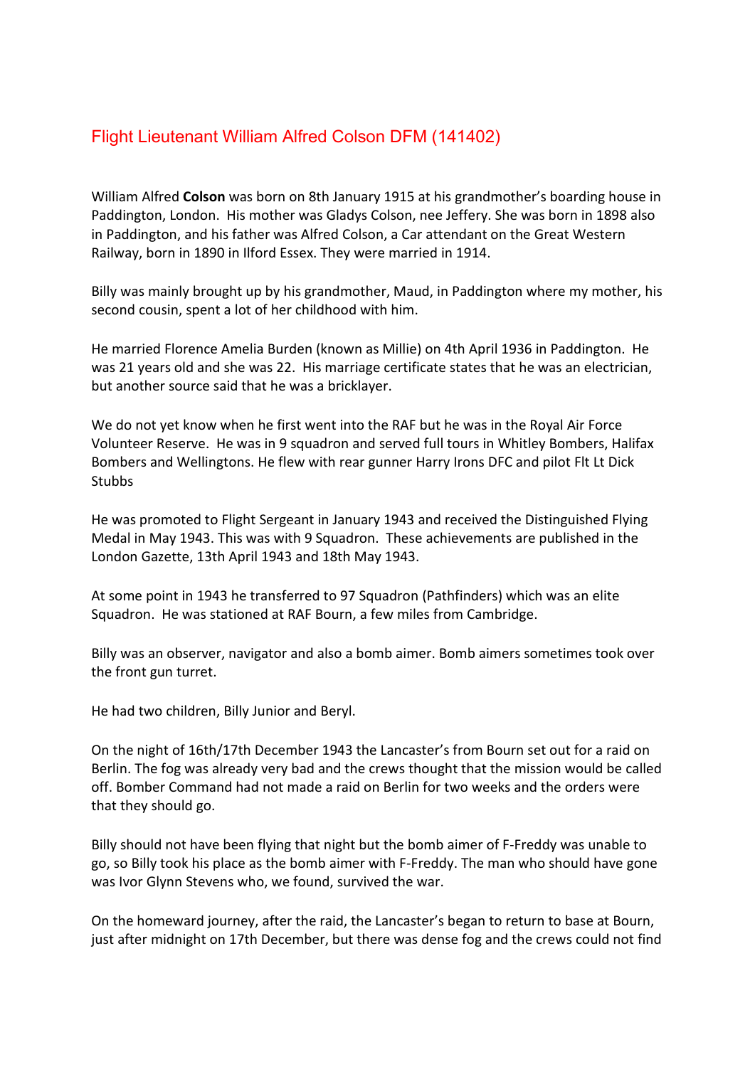# Flight Lieutenant William Alfred Colson DFM (141402)

William Alfred **Colson** was born on 8th January 1915 at his grandmother's boarding house in Paddington, London. His mother was Gladys Colson, nee Jeffery. She was born in 1898 also in Paddington, and his father was Alfred Colson, a Car attendant on the Great Western Railway, born in 1890 in Ilford Essex. They were married in 1914.

Billy was mainly brought up by his grandmother, Maud, in Paddington where my mother, his second cousin, spent a lot of her childhood with him.

He married Florence Amelia Burden (known as Millie) on 4th April 1936 in Paddington. He was 21 years old and she was 22. His marriage certificate states that he was an electrician, but another source said that he was a bricklayer.

We do not yet know when he first went into the RAF but he was in the Royal Air Force Volunteer Reserve. He was in 9 squadron and served full tours in Whitley Bombers, Halifax Bombers and Wellingtons. He flew with rear gunner Harry Irons DFC and pilot Flt Lt Dick Stubbs

He was promoted to Flight Sergeant in January 1943 and received the Distinguished Flying Medal in May 1943. This was with 9 Squadron. These achievements are published in the London Gazette, 13th April 1943 and 18th May 1943.

At some point in 1943 he transferred to 97 Squadron (Pathfinders) which was an elite Squadron. He was stationed at RAF Bourn, a few miles from Cambridge.

Billy was an observer, navigator and also a bomb aimer. Bomb aimers sometimes took over the front gun turret.

He had two children, Billy Junior and Beryl.

On the night of 16th/17th December 1943 the Lancaster's from Bourn set out for a raid on Berlin. The fog was already very bad and the crews thought that the mission would be called off. Bomber Command had not made a raid on Berlin for two weeks and the orders were that they should go.

Billy should not have been flying that night but the bomb aimer of F-Freddy was unable to go, so Billy took his place as the bomb aimer with F-Freddy. The man who should have gone was Ivor Glynn Stevens who, we found, survived the war.

On the homeward journey, after the raid, the Lancaster's began to return to base at Bourn, just after midnight on 17th December, but there was dense fog and the crews could not find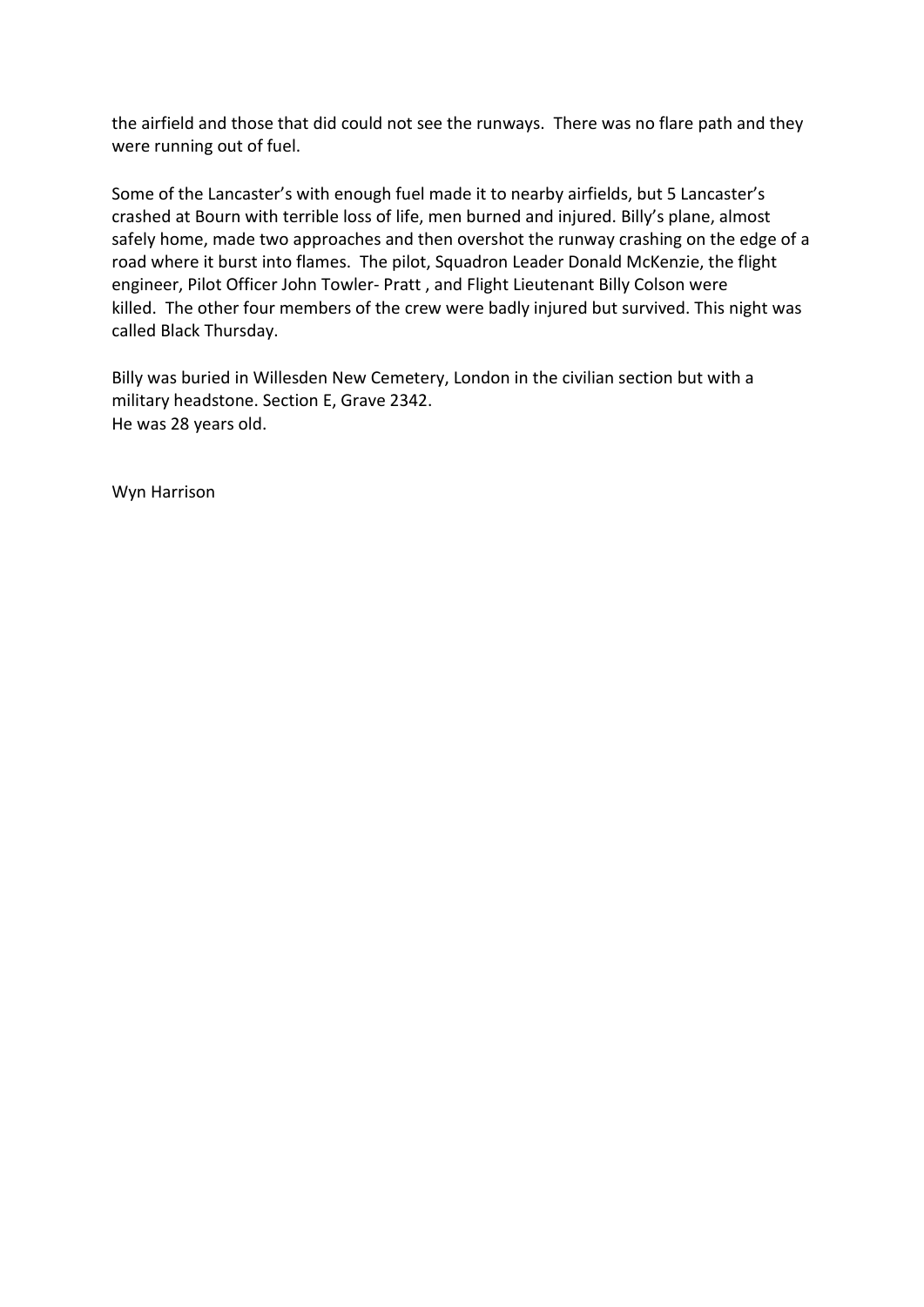the airfield and those that did could not see the runways. There was no flare path and they were running out of fuel.

Some of the Lancaster's with enough fuel made it to nearby airfields, but 5 Lancaster's crashed at Bourn with terrible loss of life, men burned and injured. Billy's plane, almost safely home, made two approaches and then overshot the runway crashing on the edge of a road where it burst into flames. The pilot, Squadron Leader Donald McKenzie, the flight engineer, Pilot Officer John Towler- Pratt , and Flight Lieutenant Billy Colson were killed. The other four members of the crew were badly injured but survived. This night was called Black Thursday.

Billy was buried in Willesden New Cemetery, London in the civilian section but with a military headstone. Section E, Grave 2342.
He was 28 years old.

Wyn Harrison